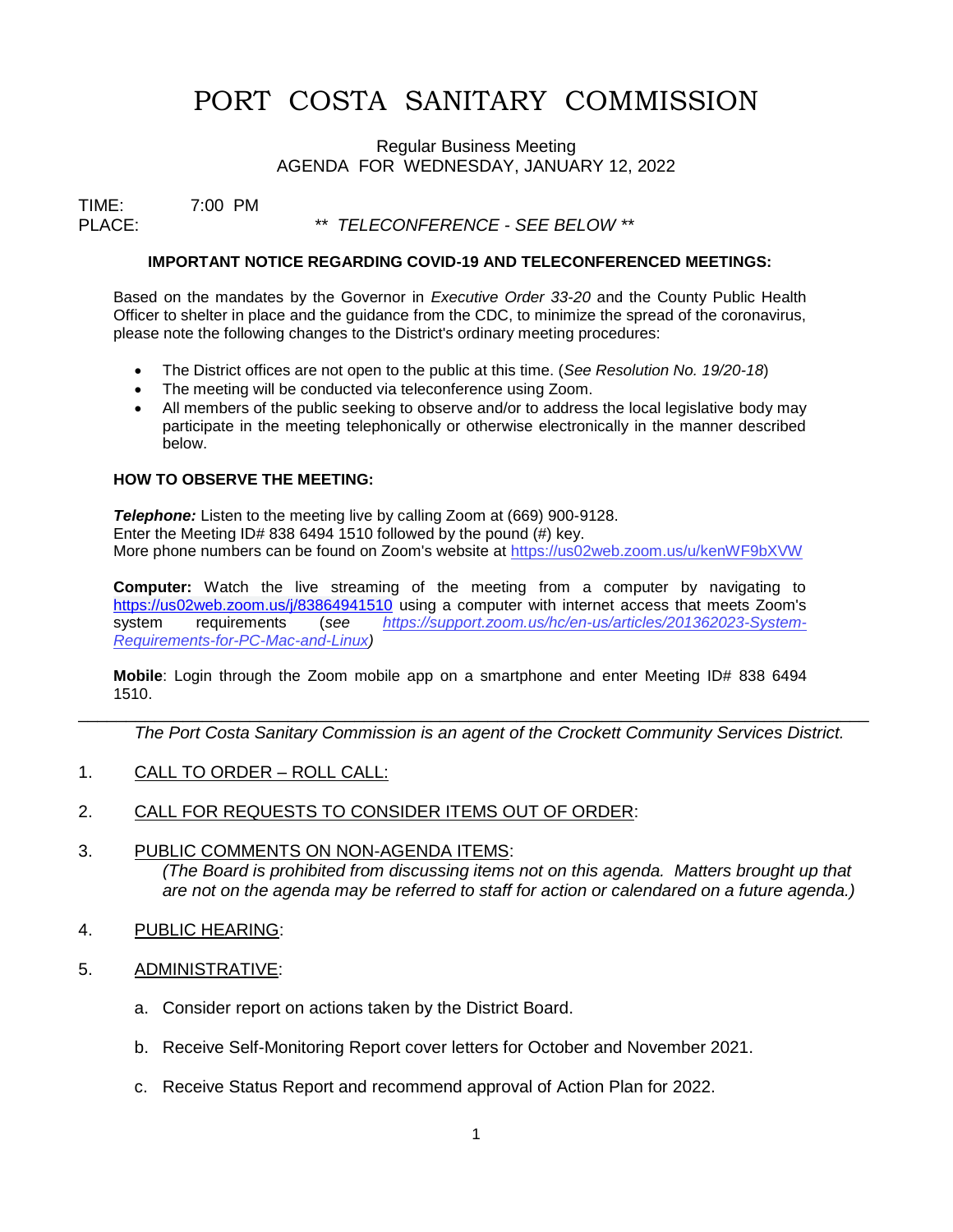# PORT COSTA SANITARY COMMISSION

Regular Business Meeting
AGENDA FOR WEDNESDAY, JANUARY 12, 2022

TIME: 7:00 PM
PLACE: ** *TELECONFERENCE - SEE BELOW* **

**IMPORTANT NOTICE REGARDING COVID-19 AND TELECONFERENCED MEETINGS:**

Based on the mandates by the Governor in *Executive Order 33-20* and the County Public Health Officer to shelter in place and the guidance from the CDC, to minimize the spread of the coronavirus, please note the following changes to the District's ordinary meeting procedures:

- The District offices are not open to the public at this time. (*See Resolution No. 19/20-18*)
- The meeting will be conducted via teleconference using Zoom.
- All members of the public seeking to observe and/or to address the local legislative body may participate in the meeting telephonically or otherwise electronically in the manner described below.

**HOW TO OBSERVE THE MEETING:**

***Telephone:*** Listen to the meeting live by calling Zoom at (669) 900-9128.
Enter the Meeting ID# 838 6494 1510 followed by the pound (#) key.
More phone numbers can be found on Zoom's website at https://us02web.zoom.us/u/kenWF9bXVW

**Computer:** Watch the live streaming of the meeting from a computer by navigating to https://us02web.zoom.us/j/83864941510 using a computer with internet access that meets Zoom's system requirements (*see https://support.zoom.us/hc/en-us/articles/201362023-System-Requirements-for-PC-Mac-and-Linux)*

**Mobile**: Login through the Zoom mobile app on a smartphone and enter Meeting ID# 838 6494 1510.

---

*The Port Costa Sanitary Commission is an agent of the Crockett Community Services District.*

1. CALL TO ORDER – ROLL CALL:

2. CALL FOR REQUESTS TO CONSIDER ITEMS OUT OF ORDER:

3. PUBLIC COMMENTS ON NON-AGENDA ITEMS:
   *(The Board is prohibited from discussing items not on this agenda. Matters brought up that are not on the agenda may be referred to staff for action or calendared on a future agenda.)*

4. PUBLIC HEARING:

5. ADMINISTRATIVE:

   a. Consider report on actions taken by the District Board.

   b. Receive Self-Monitoring Report cover letters for October and November 2021.

   c. Receive Status Report and recommend approval of Action Plan for 2022.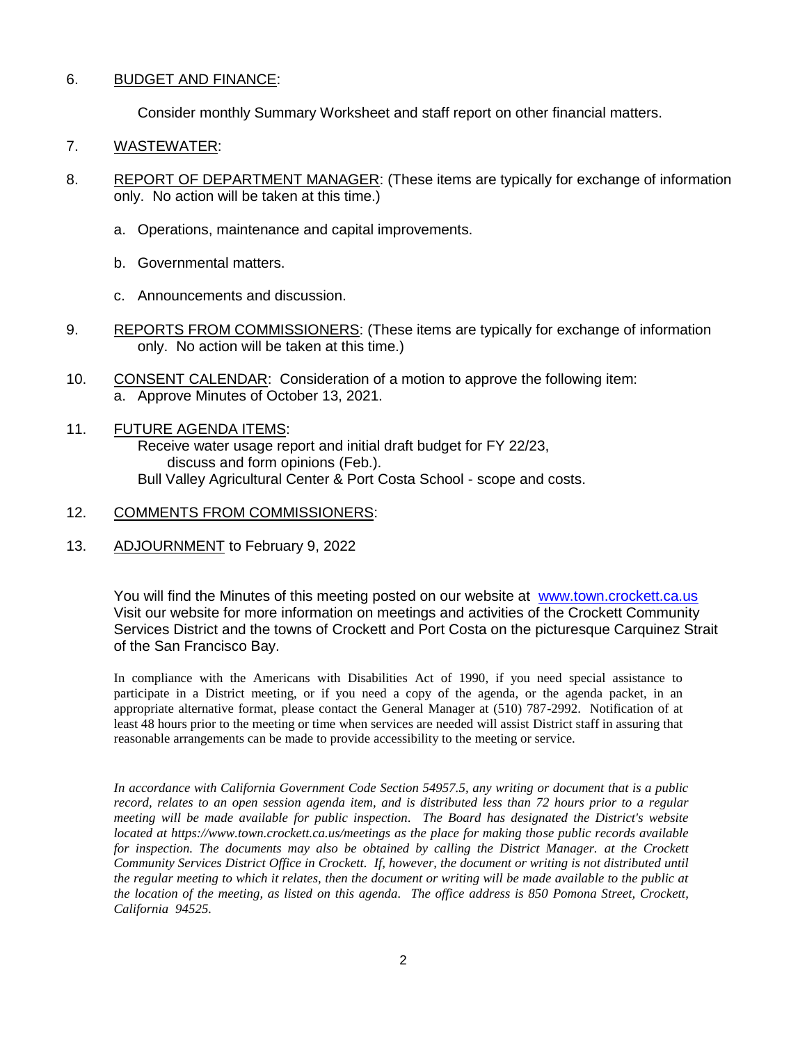6. BUDGET AND FINANCE:

   Consider monthly Summary Worksheet and staff report on other financial matters.

7. WASTEWATER:

8. REPORT OF DEPARTMENT MANAGER: (These items are typically for exchange of information only. No action will be taken at this time.)

   a. Operations, maintenance and capital improvements.

   b. Governmental matters.

   c. Announcements and discussion.

9. REPORTS FROM COMMISSIONERS: (These items are typically for exchange of information only. No action will be taken at this time.)

10. CONSENT CALENDAR: Consideration of a motion to approve the following item:
    a. Approve Minutes of October 13, 2021.

11. FUTURE AGENDA ITEMS:
    Receive water usage report and initial draft budget for FY 22/23, discuss and form opinions (Feb.).
    Bull Valley Agricultural Center & Port Costa School - scope and costs.

12. COMMENTS FROM COMMISSIONERS:

13. ADJOURNMENT to February 9, 2022

You will find the Minutes of this meeting posted on our website at [www.town.crockett.ca.us](www.town.crockett.ca.us)
Visit our website for more information on meetings and activities of the Crockett Community Services District and the towns of Crockett and Port Costa on the picturesque Carquinez Strait of the San Francisco Bay.

In compliance with the Americans with Disabilities Act of 1990, if you need special assistance to participate in a District meeting, or if you need a copy of the agenda, or the agenda packet, in an appropriate alternative format, please contact the General Manager at (510) 787-2992. Notification of at least 48 hours prior to the meeting or time when services are needed will assist District staff in assuring that reasonable arrangements can be made to provide accessibility to the meeting or service.

*In accordance with California Government Code Section 54957.5, any writing or document that is a public record, relates to an open session agenda item, and is distributed less than 72 hours prior to a regular meeting will be made available for public inspection. The Board has designated the District's website located at https://www.town.crockett.ca.us/meetings as the place for making those public records available for inspection. The documents may also be obtained by calling the District Manager. at the Crockett Community Services District Office in Crockett. If, however, the document or writing is not distributed until the regular meeting to which it relates, then the document or writing will be made available to the public at the location of the meeting, as listed on this agenda. The office address is 850 Pomona Street, Crockett, California 94525.*